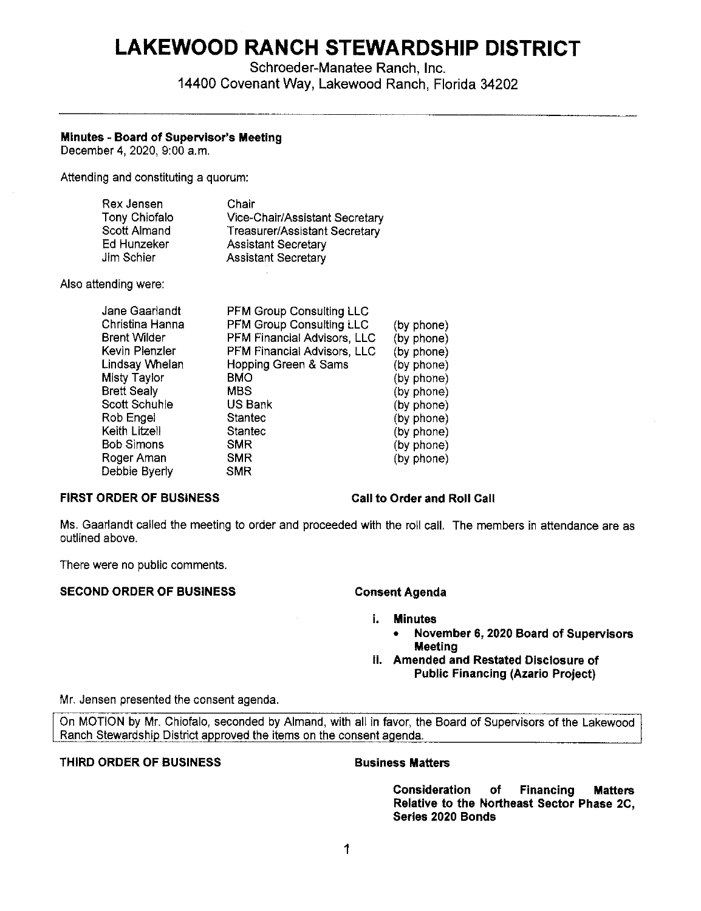# LAKEWOOD RANCH STEWARDSHIP DISTRICT

Schroeder-Manatee Ranch, Inc.
14400 Covenant Way, Lakewood Ranch, Florida 34202

---

**Minutes - Board of Supervisor's Meeting**
December 4, 2020, 9:00 a.m.

Attending and constituting a quorum:

| | |
|---|---|
| Rex Jensen | Chair |
| Tony Chiofalo | Vice-Chair/Assistant Secretary |
| Scott Almand | Treasurer/Assistant Secretary |
| Ed Hunzeker | Assistant Secretary |
| Jim Schier | Assistant Secretary |

Also attending were:

| | | |
|---|---|---|
| Jane Gaarlandt | PFM Group Consulting LLC | |
| Christina Hanna | PFM Group Consulting LLC | (by phone) |
| Brent Wilder | PFM Financial Advisors, LLC | (by phone) |
| Kevin Plenzler | PFM Financial Advisors, LLC | (by phone) |
| Lindsay Whelan | Hopping Green & Sams | (by phone) |
| Misty Taylor | BMO | (by phone) |
| Brett Sealy | MBS | (by phone) |
| Scott Schuhle | US Bank | (by phone) |
| Rob Engel | Stantec | (by phone) |
| Keith Litzell | Stantec | (by phone) |
| Bob Simons | SMR | (by phone) |
| Roger Aman | SMR | (by phone) |
| Debbie Byerly | SMR | |

**FIRST ORDER OF BUSINESS** — **Call to Order and Roll Call**

Ms. Gaarlandt called the meeting to order and proceeded with the roll call. The members in attendance are as outlined above.

There were no public comments.

**SECOND ORDER OF BUSINESS** — **Consent Agenda**

- **i. Minutes**
  - **November 6, 2020 Board of Supervisors Meeting**
- **ii. Amended and Restated Disclosure of Public Financing (Azario Project)**

Mr. Jensen presented the consent agenda.

On MOTION by Mr. Chiofalo, seconded by Almand, with all in favor, the Board of Supervisors of the Lakewood Ranch Stewardship District approved the items on the consent agenda.

**THIRD ORDER OF BUSINESS** — **Business Matters**

**Consideration of Financing Matters Relative to the Northeast Sector Phase 2C, Series 2020 Bonds**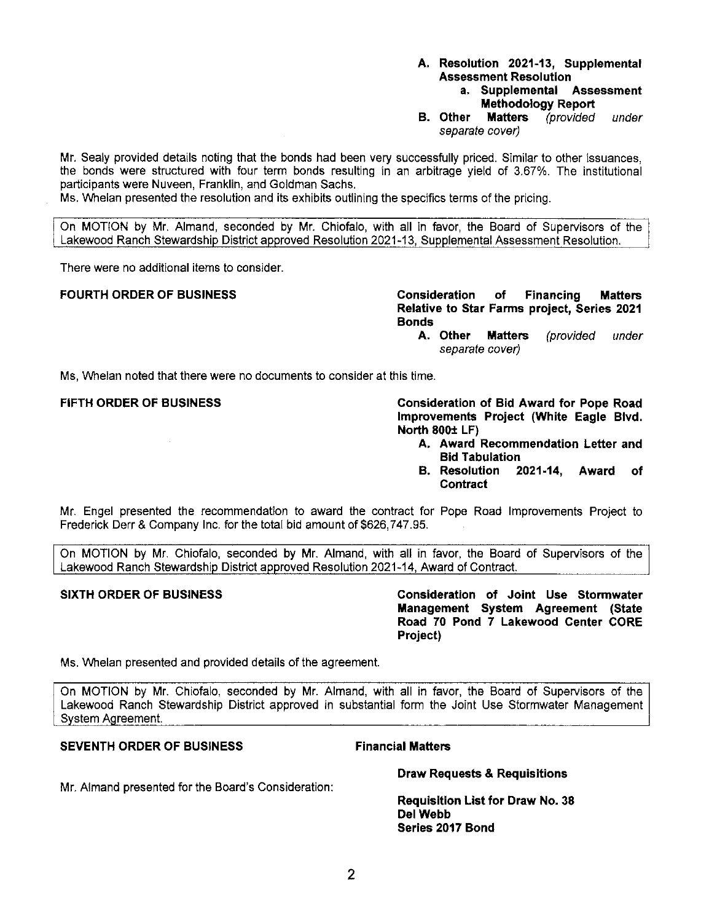**A. Resolution 2021-13, Supplemental Assessment Resolution**

**a. Supplemental Assessment Methodology Report**

**B. Other Matters** *(provided under separate cover)*

Mr. Sealy provided details noting that the bonds had been very successfully priced. Similar to other issuances, the bonds were structured with four term bonds resulting in an arbitrage yield of 3.67%. The institutional participants were Nuveen, Franklin, and Goldman Sachs.

Ms. Whelan presented the resolution and its exhibits outlining the specifics terms of the pricing.

> On MOTION by Mr. Almand, seconded by Mr. Chiofalo, with all in favor, the Board of Supervisors of the Lakewood Ranch Stewardship District approved Resolution 2021-13, Supplemental Assessment Resolution.

There were no additional items to consider.

**FOURTH ORDER OF BUSINESS** — **Consideration of Financing Matters Relative to Star Farms project, Series 2021 Bonds**

**A. Other Matters** *(provided under separate cover)*

Ms, Whelan noted that there were no documents to consider at this time.

**FIFTH ORDER OF BUSINESS** — **Consideration of Bid Award for Pope Road Improvements Project (White Eagle Blvd. North 800± LF)**

**A. Award Recommendation Letter and Bid Tabulation**

**B. Resolution 2021-14, Award of Contract**

Mr. Engel presented the recommendation to award the contract for Pope Road Improvements Project to Frederick Derr & Company Inc. for the total bid amount of $626,747.95.

> On MOTION by Mr. Chiofalo, seconded by Mr. Almand, with all in favor, the Board of Supervisors of the Lakewood Ranch Stewardship District approved Resolution 2021-14, Award of Contract.

**SIXTH ORDER OF BUSINESS** — **Consideration of Joint Use Stormwater Management System Agreement (State Road 70 Pond 7 Lakewood Center CORE Project)**

Ms. Whelan presented and provided details of the agreement.

> On MOTION by Mr. Chiofalo, seconded by Mr. Almand, with all in favor, the Board of Supervisors of the Lakewood Ranch Stewardship District approved in substantial form the Joint Use Stormwater Management System Agreement.

**SEVENTH ORDER OF BUSINESS** — **Financial Matters**

**Draw Requests & Requisitions**

Mr. Almand presented for the Board's Consideration:

**Requisition List for Draw No. 38**
**Del Webb**
**Series 2017 Bond**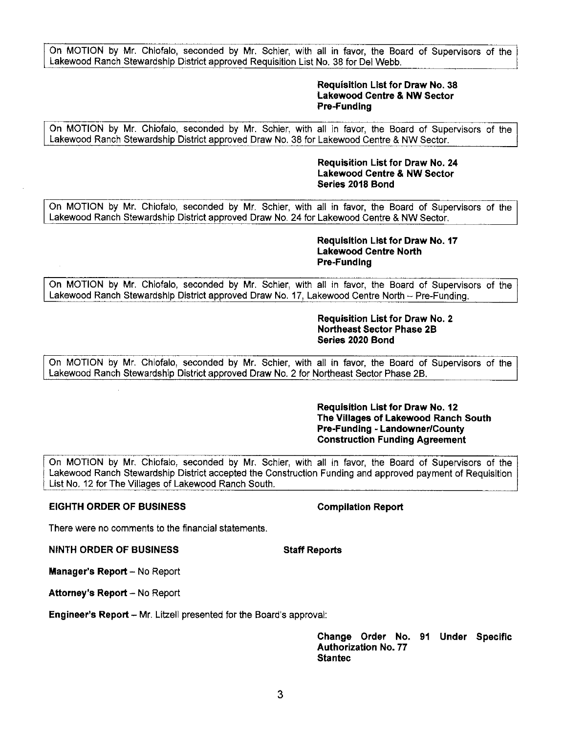On MOTION by Mr. Chiofalo, seconded by Mr. Schier, with all in favor, the Board of Supervisors of the Lakewood Ranch Stewardship District approved Requisition List No. 38 for Del Webb.

**Requisition List for Draw No. 38**
**Lakewood Centre & NW Sector**
**Pre-Funding**

On MOTION by Mr. Chiofalo, seconded by Mr. Schier, with all in favor, the Board of Supervisors of the Lakewood Ranch Stewardship District approved Draw No. 38 for Lakewood Centre & NW Sector.

**Requisition List for Draw No. 24**
**Lakewood Centre & NW Sector**
**Series 2018 Bond**

On MOTION by Mr. Chiofalo, seconded by Mr. Schier, with all in favor, the Board of Supervisors of the Lakewood Ranch Stewardship District approved Draw No. 24 for Lakewood Centre & NW Sector.

**Requisition List for Draw No. 17**
**Lakewood Centre North**
**Pre-Funding**

On MOTION by Mr. Chiofalo, seconded by Mr. Schier, with all in favor, the Board of Supervisors of the Lakewood Ranch Stewardship District approved Draw No. 17, Lakewood Centre North – Pre-Funding.

**Requisition List for Draw No. 2**
**Northeast Sector Phase 2B**
**Series 2020 Bond**

On MOTION by Mr. Chiofalo, seconded by Mr. Schier, with all in favor, the Board of Supervisors of the Lakewood Ranch Stewardship District approved Draw No. 2 for Northeast Sector Phase 2B.

**Requisition List for Draw No. 12**
**The Villages of Lakewood Ranch South**
**Pre-Funding - Landowner/County**
**Construction Funding Agreement**

On MOTION by Mr. Chiofalo, seconded by Mr. Schier, with all in favor, the Board of Supervisors of the Lakewood Ranch Stewardship District accepted the Construction Funding and approved payment of Requisition List No. 12 for The Villages of Lakewood Ranch South.

**EIGHTH ORDER OF BUSINESS** **Compilation Report**

There were no comments to the financial statements.

**NINTH ORDER OF BUSINESS** **Staff Reports**

**Manager's Report** – No Report

**Attorney's Report** – No Report

**Engineer's Report** – Mr. Litzell presented for the Board's approval:

**Change Order No. 91 Under Specific Authorization No. 77**
**Stantec**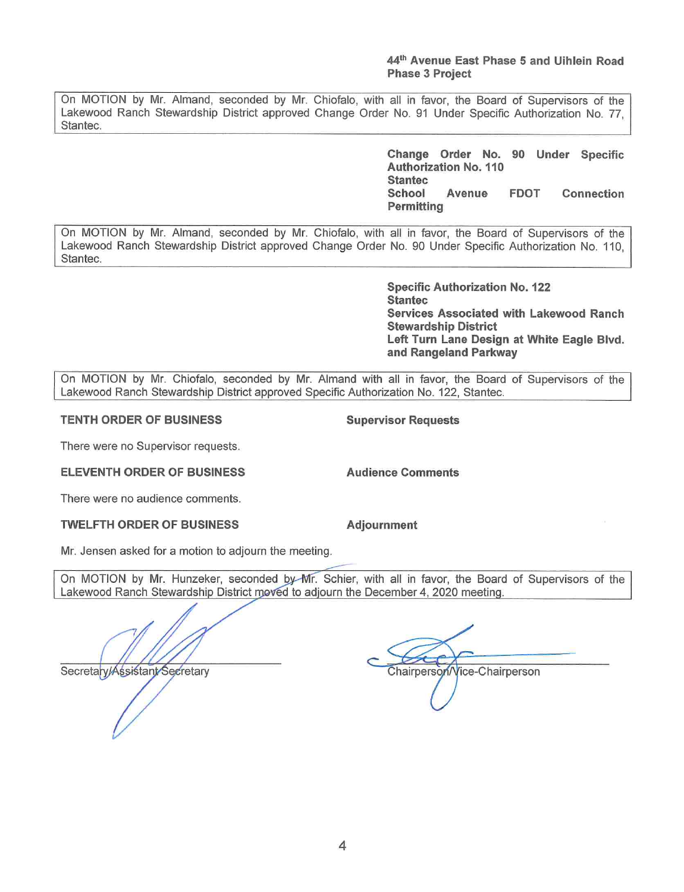**44th Avenue East Phase 5 and Uihlein Road Phase 3 Project**

| |
|---|
| On MOTION by Mr. Almand, seconded by Mr. Chiofalo, with all in favor, the Board of Supervisors of the Lakewood Ranch Stewardship District approved Change Order No. 91 Under Specific Authorization No. 77, Stantec. |

**Change Order No. 90 Under Specific Authorization No. 110**
**Stantec**
**School Avenue FDOT Connection Permitting**

| |
|---|
| On MOTION by Mr. Almand, seconded by Mr. Chiofalo, with all in favor, the Board of Supervisors of the Lakewood Ranch Stewardship District approved Change Order No. 90 Under Specific Authorization No. 110, Stantec. |

**Specific Authorization No. 122**
**Stantec**
**Services Associated with Lakewood Ranch Stewardship District**
**Left Turn Lane Design at White Eagle Blvd. and Rangeland Parkway**

| |
|---|
| On MOTION by Mr. Chiofalo, seconded by Mr. Almand with all in favor, the Board of Supervisors of the Lakewood Ranch Stewardship District approved Specific Authorization No. 122, Stantec. |

**TENTH ORDER OF BUSINESS** **Supervisor Requests**

There were no Supervisor requests.

**ELEVENTH ORDER OF BUSINESS** **Audience Comments**

There were no audience comments.

**TWELFTH ORDER OF BUSINESS** **Adjournment**

Mr. Jensen asked for a motion to adjourn the meeting.

| |
|---|
| On MOTION by Mr. Hunzeker, seconded by Mr. Schier, with all in favor, the Board of Supervisors of the Lakewood Ranch Stewardship District moved to adjourn the December 4, 2020 meeting. |

Secretary/Assistant Secretary

Chairperson/Vice-Chairperson